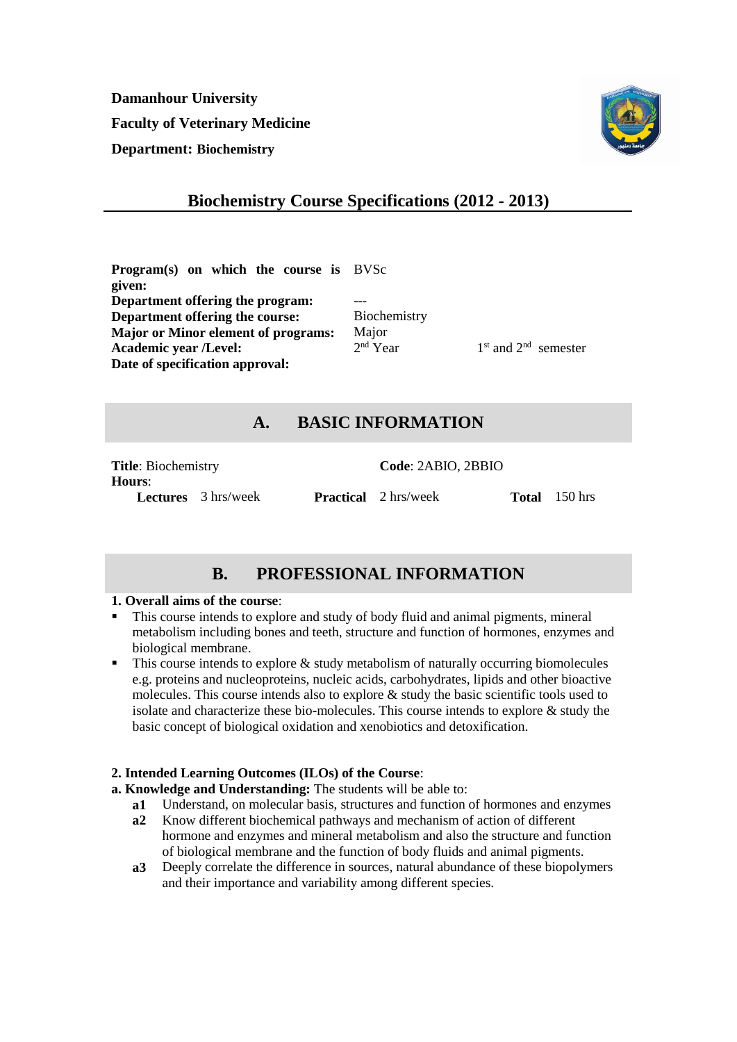**Damanhour University**

**Faculty of Veterinary Medicine**

**Department: Biochemistry**

## Biochemistry Course Specifications (2012 - 2013)

| | | |
|---|---|---|
| **Program(s) on which the course is given:** | BVSc | |
| **Department offering the program:** | --- | |
| **Department offering the course:** | Biochemistry | |
| **Major or Minor element of programs:** | Major | |
| **Academic year /Level:** | 2nd Year | 1st and 2nd semester |
| **Date of specification approval:** | | |

## A. BASIC INFORMATION

**Title**: Biochemistry **Code**: 2ABIO, 2BBIO

**Hours**:

**Lectures** 3 hrs/week **Practical** 2 hrs/week **Total** 150 hrs

## B. PROFESSIONAL INFORMATION

**1. Overall aims of the course**:

- This course intends to explore and study of body fluid and animal pigments, mineral metabolism including bones and teeth, structure and function of hormones, enzymes and biological membrane.
- This course intends to explore & study metabolism of naturally occurring biomolecules e.g. proteins and nucleoproteins, nucleic acids, carbohydrates, lipids and other bioactive molecules. This course intends also to explore & study the basic scientific tools used to isolate and characterize these bio-molecules. This course intends to explore & study the basic concept of biological oxidation and xenobiotics and detoxification.

**2. Intended Learning Outcomes (ILOs) of the Course**:

**a. Knowledge and Understanding:** The students will be able to:

- **a1** Understand, on molecular basis, structures and function of hormones and enzymes
- **a2** Know different biochemical pathways and mechanism of action of different hormone and enzymes and mineral metabolism and also the structure and function of biological membrane and the function of body fluids and animal pigments.
- **a3** Deeply correlate the difference in sources, natural abundance of these biopolymers and their importance and variability among different species.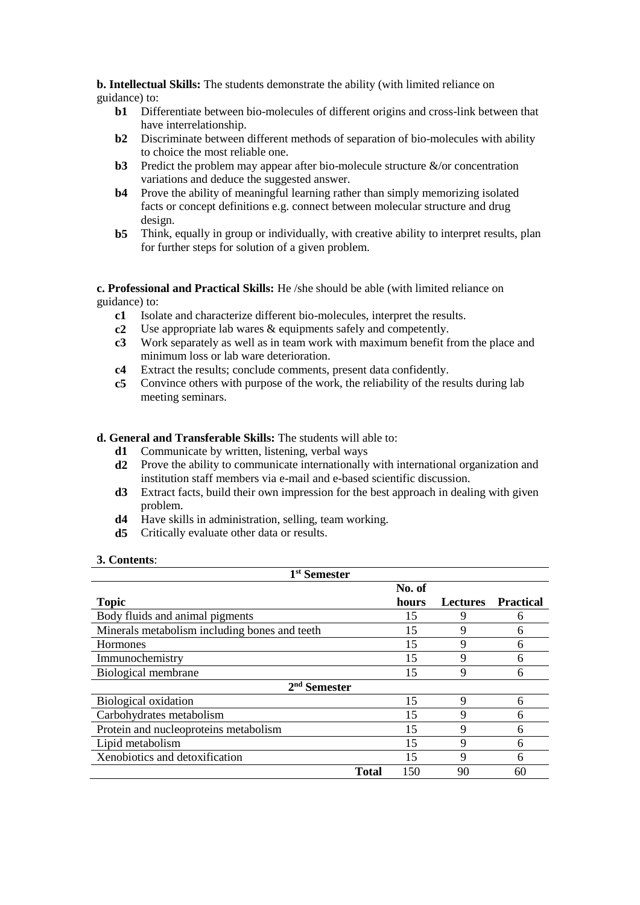**b. Intellectual Skills:** The students demonstrate the ability (with limited reliance on guidance) to:

- **b1** Differentiate between bio-molecules of different origins and cross-link between that have interrelationship.
- **b2** Discriminate between different methods of separation of bio-molecules with ability to choice the most reliable one.
- **b3** Predict the problem may appear after bio-molecule structure &/or concentration variations and deduce the suggested answer.
- **b4** Prove the ability of meaningful learning rather than simply memorizing isolated facts or concept definitions e.g. connect between molecular structure and drug design.
- **b5** Think, equally in group or individually, with creative ability to interpret results, plan for further steps for solution of a given problem.

**c. Professional and Practical Skills:** He /she should be able (with limited reliance on guidance) to:

- **c1** Isolate and characterize different bio-molecules, interpret the results.
- **c2** Use appropriate lab wares & equipments safely and competently.
- **c3** Work separately as well as in team work with maximum benefit from the place and minimum loss or lab ware deterioration.
- **c4** Extract the results; conclude comments, present data confidently.
- **c5** Convince others with purpose of the work, the reliability of the results during lab meeting seminars.

**d. General and Transferable Skills:** The students will able to:

- **d1** Communicate by written, listening, verbal ways
- **d2** Prove the ability to communicate internationally with international organization and institution staff members via e-mail and e-based scientific discussion.
- **d3** Extract facts, build their own impression for the best approach in dealing with given problem.
- **d4** Have skills in administration, selling, team working.
- **d5** Critically evaluate other data or results.

**3. Contents**:

| Topic | No. of hours | Lectures | Practical |
|---|---|---|---|
| **1st Semester** | | | |
| Body fluids and animal pigments | 15 | 9 | 6 |
| Minerals metabolism including bones and teeth | 15 | 9 | 6 |
| Hormones | 15 | 9 | 6 |
| Immunochemistry | 15 | 9 | 6 |
| Biological membrane | 15 | 9 | 6 |
| **2nd Semester** | | | |
| Biological oxidation | 15 | 9 | 6 |
| Carbohydrates metabolism | 15 | 9 | 6 |
| Protein and nucleoproteins metabolism | 15 | 9 | 6 |
| Lipid metabolism | 15 | 9 | 6 |
| Xenobiotics and detoxification | 15 | 9 | 6 |
| **Total** | 150 | 90 | 60 |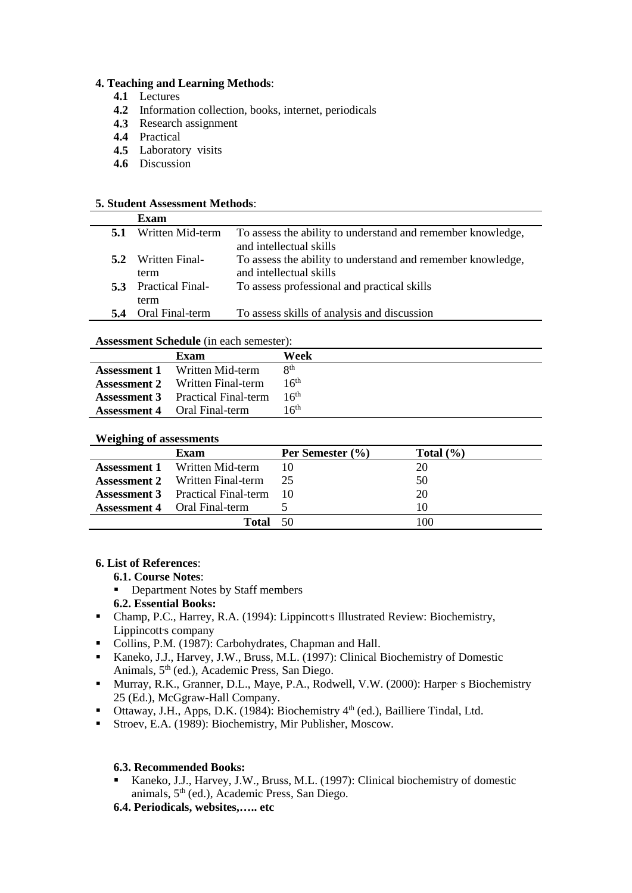**4. Teaching and Learning Methods**:

- **4.1** Lectures
- **4.2** Information collection, books, internet, periodicals
- **4.3** Research assignment
- **4.4** Practical
- **4.5** Laboratory visits
- **4.6** Discussion

**5. Student Assessment Methods**:

| | Exam | |
|---|---|---|
| **5.1** | Written Mid-term | To assess the ability to understand and remember knowledge, and intellectual skills |
| **5.2** | Written Final-term | To assess the ability to understand and remember knowledge, and intellectual skills |
| **5.3** | Practical Final-term | To assess professional and practical skills |
| **5.4** | Oral Final-term | To assess skills of analysis and discussion |

**Assessment Schedule** (in each semester):

| | Exam | Week |
|---|---|---|
| **Assessment 1** | Written Mid-term | 8th |
| **Assessment 2** | Written Final-term | 16th |
| **Assessment 3** | Practical Final-term | 16th |
| **Assessment 4** | Oral Final-term | 16th |

**Weighing of assessments**

| | Exam | Per Semester (%) | Total (%) |
|---|---|---|---|
| **Assessment 1** | Written Mid-term | 10 | 20 |
| **Assessment 2** | Written Final-term | 25 | 50 |
| **Assessment 3** | Practical Final-term | 10 | 20 |
| **Assessment 4** | Oral Final-term | 5 | 10 |
| | **Total** | 50 | 100 |

**6. List of References**:

**6.1. Course Notes**:

- Department Notes by Staff members

**6.2. Essential Books:**

- Champ, P.C., Harrey, R.A. (1994): Lippincott,s Illustrated Review: Biochemistry, Lippincott,s company
- Collins, P.M. (1987): Carbohydrates, Chapman and Hall.
- Kaneko, J.J., Harvey, J.W., Bruss, M.L. (1997): Clinical Biochemistry of Domestic Animals, 5th (ed.), Academic Press, San Diego.
- Murray, R.K., Granner, D.L., Maye, P.A., Rodwell, V.W. (2000): Harper, s Biochemistry 25 (Ed.), McGgraw-Hall Company.
- Ottaway, J.H., Apps, D.K. (1984): Biochemistry 4th (ed.), Bailliere Tindal, Ltd.
- Stroev, E.A. (1989): Biochemistry, Mir Publisher, Moscow.

**6.3. Recommended Books:**

- Kaneko, J.J., Harvey, J.W., Bruss, M.L. (1997): Clinical biochemistry of domestic animals, 5th (ed.), Academic Press, San Diego.

**6.4. Periodicals, websites,….. etc**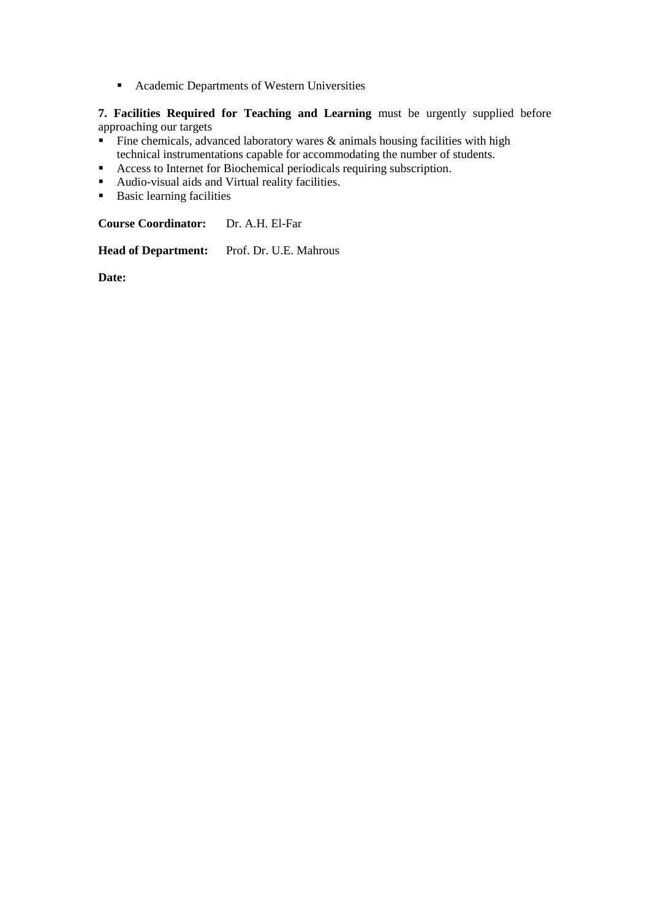- Academic Departments of Western Universities

**7. Facilities Required for Teaching and Learning** must be urgently supplied before approaching our targets

- Fine chemicals, advanced laboratory wares & animals housing facilities with high technical instrumentations capable for accommodating the number of students.
- Access to Internet for Biochemical periodicals requiring subscription.
- Audio-visual aids and Virtual reality facilities.
- Basic learning facilities

**Course Coordinator:** Dr. A.H. El-Far

**Head of Department:** Prof. Dr. U.E. Mahrous

**Date:**